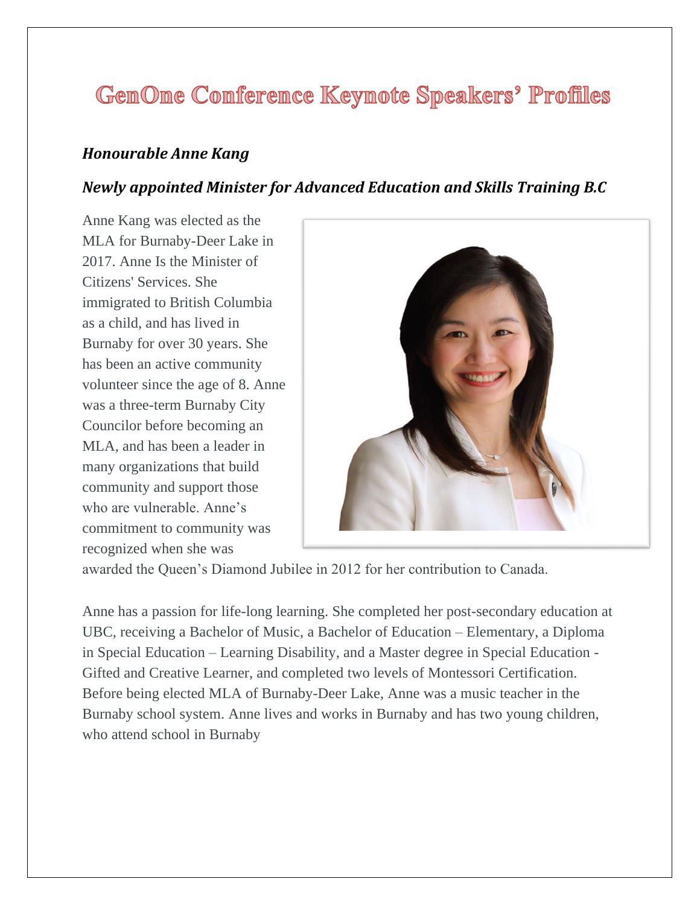# GenOne Conference Keynote Speakers' Profiles

### *Honourable Anne Kang*

### *Newly appointed Minister for Advanced Education and Skills Training B.C*

Anne Kang was elected as the MLA for Burnaby-Deer Lake in 2017. Anne Is the Minister of Citizens' Services. She immigrated to British Columbia as a child, and has lived in Burnaby for over 30 years. She has been an active community volunteer since the age of 8. Anne was a three-term Burnaby City Councilor before becoming an MLA, and has been a leader in many organizations that build community and support those who are vulnerable. Anne's commitment to community was recognized when she was awarded the Queen's Diamond Jubilee in 2012 for her contribution to Canada.

Anne has a passion for life-long learning. She completed her post-secondary education at UBC, receiving a Bachelor of Music, a Bachelor of Education – Elementary, a Diploma in Special Education – Learning Disability, and a Master degree in Special Education - Gifted and Creative Learner, and completed two levels of Montessori Certification. Before being elected MLA of Burnaby-Deer Lake, Anne was a music teacher in the Burnaby school system. Anne lives and works in Burnaby and has two young children, who attend school in Burnaby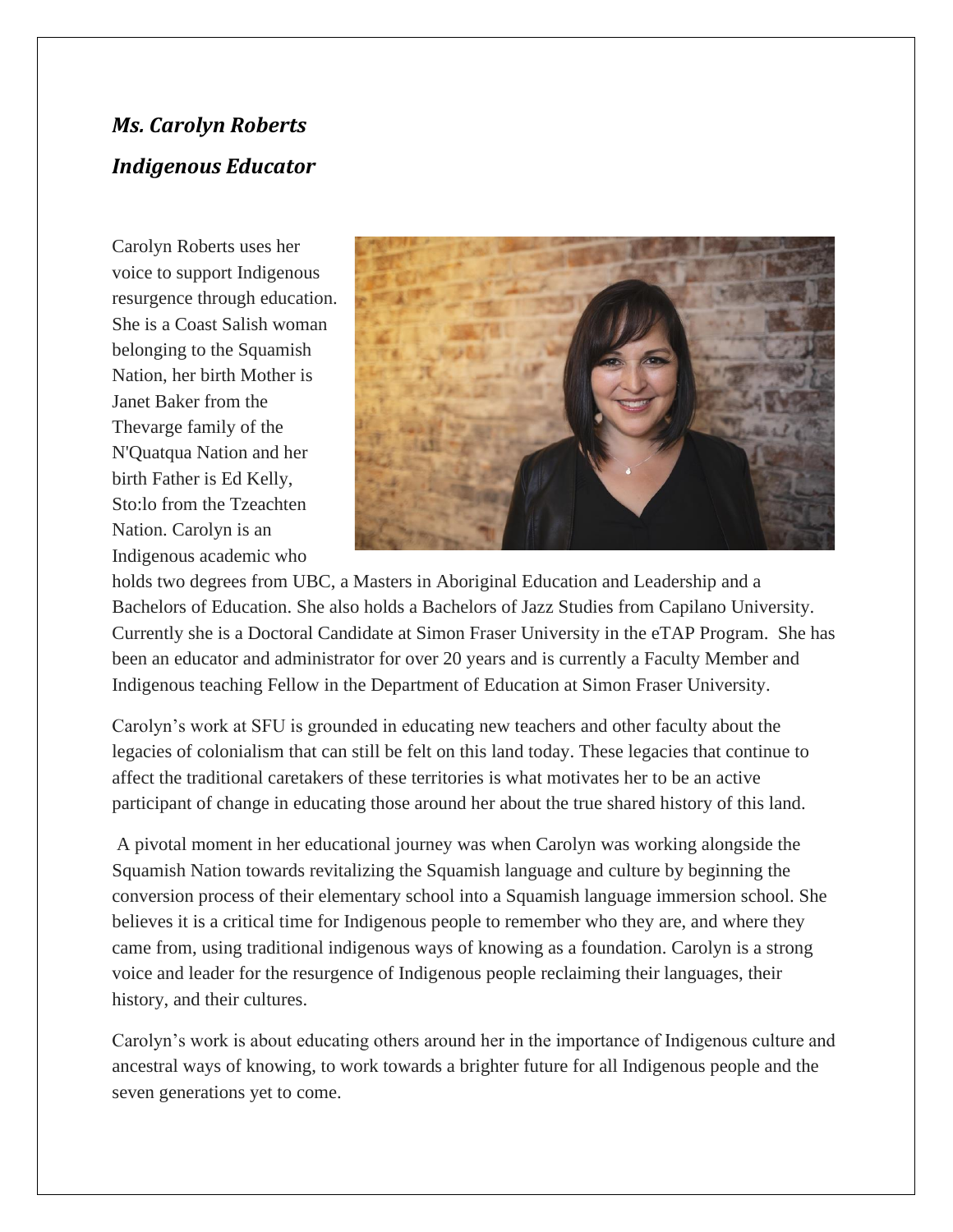***Ms. Carolyn Roberts***

***Indigenous Educator***

Carolyn Roberts uses her voice to support Indigenous resurgence through education. She is a Coast Salish woman belonging to the Squamish Nation, her birth Mother is Janet Baker from the Thevarge family of the N'Quatqua Nation and her birth Father is Ed Kelly, Sto:lo from the Tzeachten Nation. Carolyn is an Indigenous academic who holds two degrees from UBC, a Masters in Aboriginal Education and Leadership and a Bachelors of Education. She also holds a Bachelors of Jazz Studies from Capilano University. Currently she is a Doctoral Candidate at Simon Fraser University in the eTAP Program. She has been an educator and administrator for over 20 years and is currently a Faculty Member and Indigenous teaching Fellow in the Department of Education at Simon Fraser University.

Carolyn's work at SFU is grounded in educating new teachers and other faculty about the legacies of colonialism that can still be felt on this land today. These legacies that continue to affect the traditional caretakers of these territories is what motivates her to be an active participant of change in educating those around her about the true shared history of this land.

A pivotal moment in her educational journey was when Carolyn was working alongside the Squamish Nation towards revitalizing the Squamish language and culture by beginning the conversion process of their elementary school into a Squamish language immersion school. She believes it is a critical time for Indigenous people to remember who they are, and where they came from, using traditional indigenous ways of knowing as a foundation. Carolyn is a strong voice and leader for the resurgence of Indigenous people reclaiming their languages, their history, and their cultures.

Carolyn's work is about educating others around her in the importance of Indigenous culture and ancestral ways of knowing, to work towards a brighter future for all Indigenous people and the seven generations yet to come.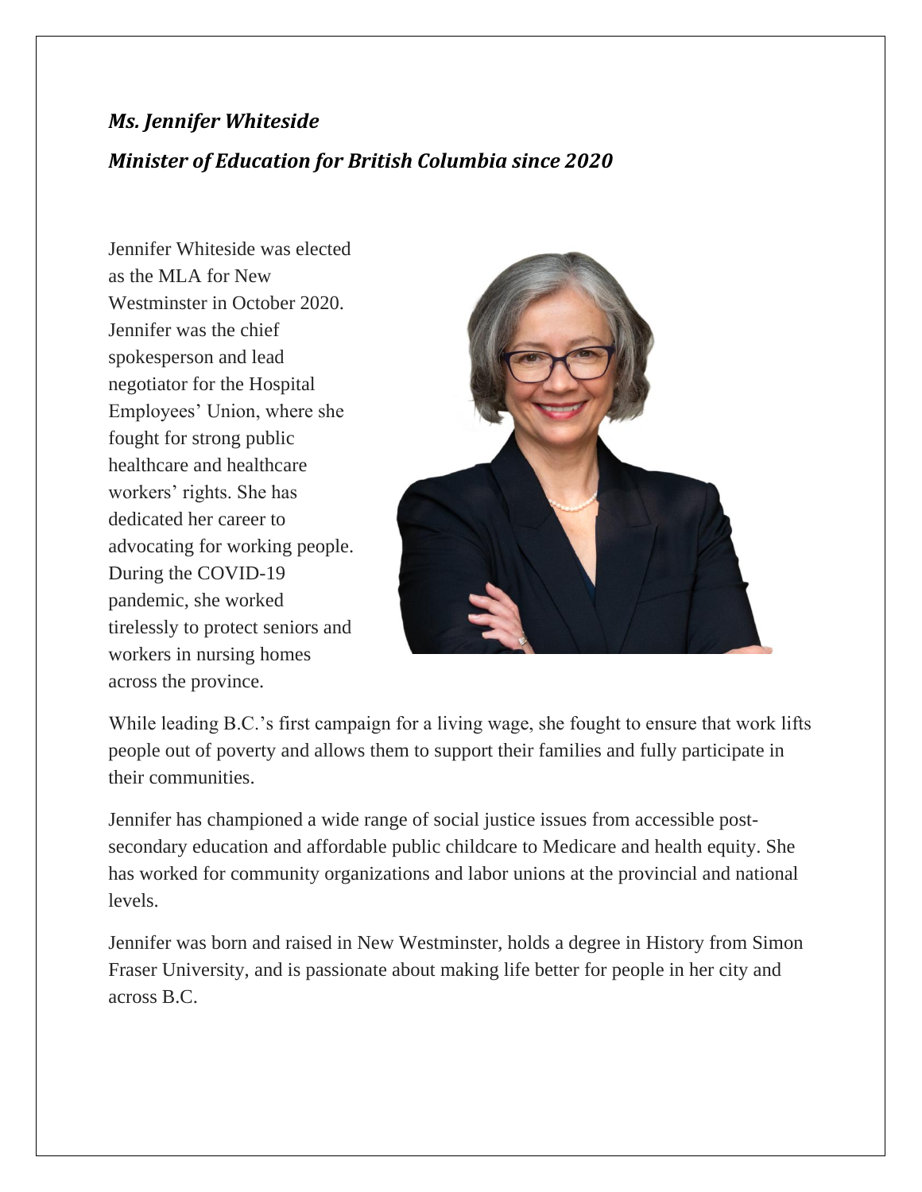***Ms. Jennifer Whiteside***

***Minister of Education for British Columbia since 2020***

Jennifer Whiteside was elected as the MLA for New Westminster in October 2020. Jennifer was the chief spokesperson and lead negotiator for the Hospital Employees' Union, where she fought for strong public healthcare and healthcare workers' rights. She has dedicated her career to advocating for working people. During the COVID-19 pandemic, she worked tirelessly to protect seniors and workers in nursing homes across the province.

While leading B.C.'s first campaign for a living wage, she fought to ensure that work lifts people out of poverty and allows them to support their families and fully participate in their communities.

Jennifer has championed a wide range of social justice issues from accessible post-secondary education and affordable public childcare to Medicare and health equity. She has worked for community organizations and labor unions at the provincial and national levels.

Jennifer was born and raised in New Westminster, holds a degree in History from Simon Fraser University, and is passionate about making life better for people in her city and across B.C.